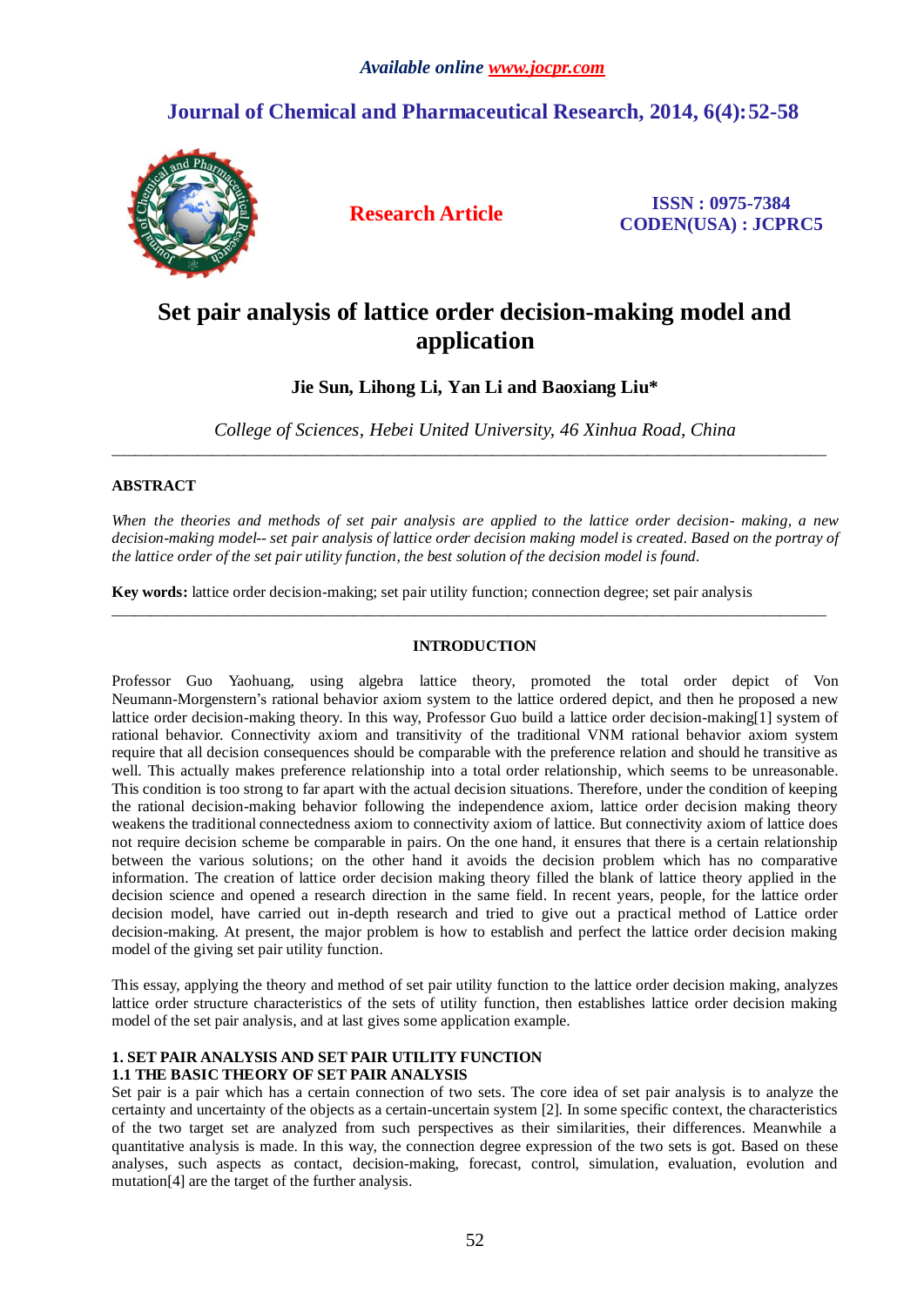*Available online www.jocpr.com*

## Journal of Chemical and Pharmaceutical Research, 2014, 6(4):52-58

**Research Article**

**ISSN : 0975-7384**
**CODEN(USA) : JCPRC5**

# Set pair analysis of lattice order decision-making model and application

**Jie Sun, Lihong Li, Yan Li and Baoxiang Liu***

*College of Sciences, Hebei United University, 46 Xinhua Road, China*

---

## ABSTRACT

*When the theories and methods of set pair analysis are applied to the lattice order decision- making, a new decision-making model-- set pair analysis of lattice order decision making model is created. Based on the portray of the lattice order of the set pair utility function, the best solution of the decision model is found.*

**Key words:** lattice order decision-making; set pair utility function; connection degree; set pair analysis

---

## INTRODUCTION

Professor Guo Yaohuang, using algebra lattice theory, promoted the total order depict of Von Neumann-Morgenstern's rational behavior axiom system to the lattice ordered depict, and then he proposed a new lattice order decision-making theory. In this way, Professor Guo build a lattice order decision-making[1] system of rational behavior. Connectivity axiom and transitivity of the traditional VNM rational behavior axiom system require that all decision consequences should be comparable with the preference relation and should he transitive as well. This actually makes preference relationship into a total order relationship, which seems to be unreasonable. This condition is too strong to far apart with the actual decision situations. Therefore, under the condition of keeping the rational decision-making behavior following the independence axiom, lattice order decision making theory weakens the traditional connectedness axiom to connectivity axiom of lattice. But connectivity axiom of lattice does not require decision scheme be comparable in pairs. On the one hand, it ensures that there is a certain relationship between the various solutions; on the other hand it avoids the decision problem which has no comparative information. The creation of lattice order decision making theory filled the blank of lattice theory applied in the decision science and opened a research direction in the same field. In recent years, people, for the lattice order decision model, have carried out in-depth research and tried to give out a practical method of Lattice order decision-making. At present, the major problem is how to establish and perfect the lattice order decision making model of the giving set pair utility function.

This essay, applying the theory and method of set pair utility function to the lattice order decision making, analyzes lattice order structure characteristics of the sets of utility function, then establishes lattice order decision making model of the set pair analysis, and at last gives some application example.

### 1. SET PAIR ANALYSIS AND SET PAIR UTILITY FUNCTION

### 1.1 THE BASIC THEORY OF SET PAIR ANALYSIS

Set pair is a pair which has a certain connection of two sets. The core idea of set pair analysis is to analyze the certainty and uncertainty of the objects as a certain-uncertain system [2]. In some specific context, the characteristics of the two target set are analyzed from such perspectives as their similarities, their differences. Meanwhile a quantitative analysis is made. In this way, the connection degree expression of the two sets is got. Based on these analyses, such aspects as contact, decision-making, forecast, control, simulation, evaluation, evolution and mutation[4] are the target of the further analysis.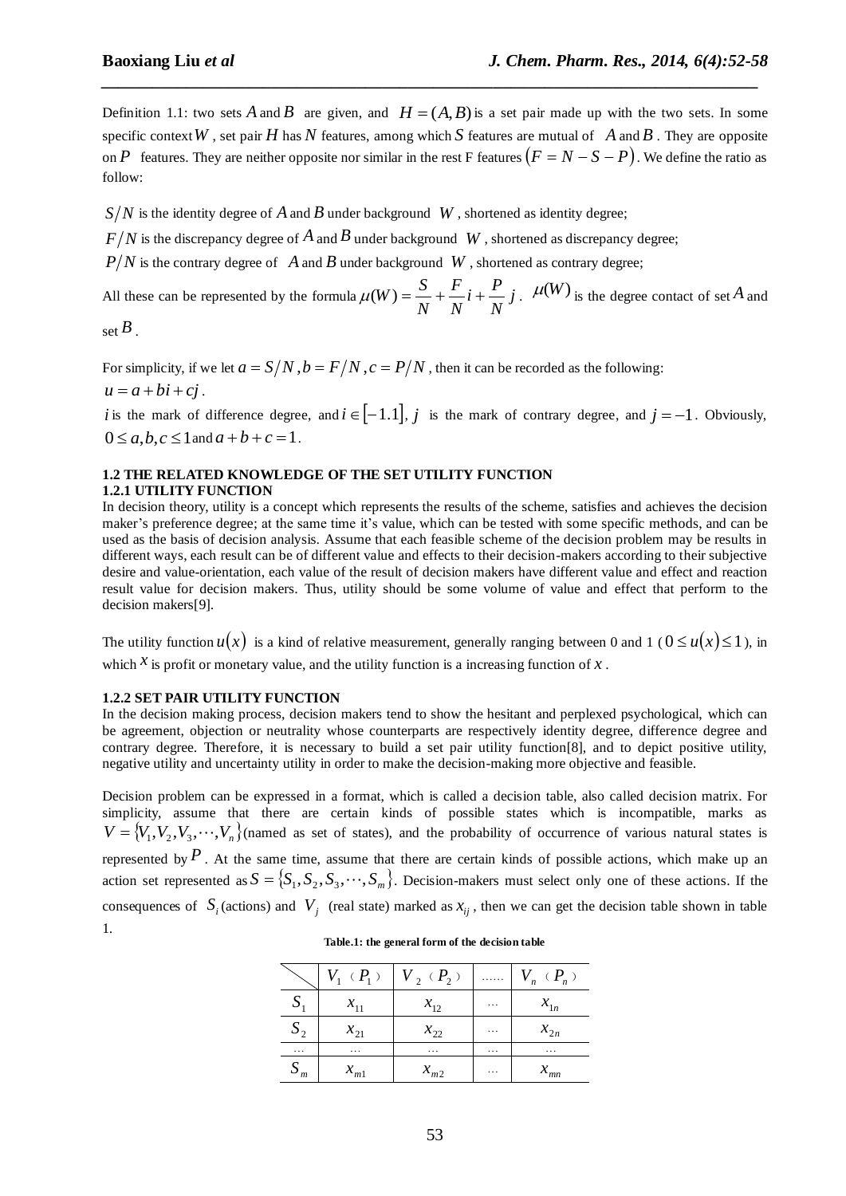Definition 1.1: two sets $A$ and $B$ are given, and $H=(A,B)$ is a set pair made up with the two sets. In some specific context $W$, set pair $H$ has $N$ features, among which $S$ features are mutual of $A$ and $B$. They are opposite on $P$ features. They are neither opposite nor similar in the rest F features $(F=N-S-P)$. We define the ratio as follow:

$S/N$ is the identity degree of $A$ and $B$ under background $W$, shortened as identity degree;

$F/N$ is the discrepancy degree of $A$ and $B$ under background $W$, shortened as discrepancy degree;

$P/N$ is the contrary degree of $A$ and $B$ under background $W$, shortened as contrary degree;

All these can be represented by the formula $\mu(W)=\frac{S}{N}+\frac{F}{N}i+\frac{P}{N}j$. $\mu(W)$ is the degree contact of set $A$ and set $B$.

For simplicity, if we let $a=S/N, b=F/N, c=P/N$, then it can be recorded as the following:
$u=a+bi+cj$.

$i$ is the mark of difference degree, and $i\in[-1.1]$, $j$ is the mark of contrary degree, and $j=-1$. Obviously, $0\le a,b,c\le 1$ and $a+b+c=1$.

### 1.2 THE RELATED KNOWLEDGE OF THE SET UTILITY FUNCTION

#### 1.2.1 UTILITY FUNCTION

In decision theory, utility is a concept which represents the results of the scheme, satisfies and achieves the decision maker's preference degree; at the same time it's value, which can be tested with some specific methods, and can be used as the basis of decision analysis. Assume that each feasible scheme of the decision problem may be results in different ways, each result can be of different value and effects to their decision-makers according to their subjective desire and value-orientation, each value of the result of decision makers have different value and effect and reaction result value for decision makers. Thus, utility should be some volume of value and effect that perform to the decision makers[9].

The utility function $u(x)$ is a kind of relative measurement, generally ranging between 0 and 1 ($0\le u(x)\le 1$), in which $x$ is profit or monetary value, and the utility function is a increasing function of $x$.

#### 1.2.2 SET PAIR UTILITY FUNCTION

In the decision making process, decision makers tend to show the hesitant and perplexed psychological, which can be agreement, objection or neutrality whose counterparts are respectively identity degree, difference degree and contrary degree. Therefore, it is necessary to build a set pair utility function[8], and to depict positive utility, negative utility and uncertainty utility in order to make the decision-making more objective and feasible.

Decision problem can be expressed in a format, which is called a decision table, also called decision matrix. For simplicity, assume that there are certain kinds of possible states which is incompatible, marks as $V=\{V_1,V_2,V_3,\cdots,V_n\}$ (named as set of states), and the probability of occurrence of various natural states is represented by $P$. At the same time, assume that there are certain kinds of possible actions, which make up an action set represented as $S=\{S_1,S_2,S_3,\cdots,S_m\}$. Decision-makers must select only one of these actions. If the consequences of $S_i$ (actions) and $V_j$ (real state) marked as $x_{ij}$, then we can get the decision table shown in table 1.

**Table.1: the general form of the decision table**

| | $V_1$ ($P_1$) | $V_2$ ($P_2$) | …… | $V_n$ ($P_n$) |
|---|---|---|---|---|
| $S_1$ | $x_{11}$ | $x_{12}$ | … | $x_{1n}$ |
| $S_2$ | $x_{21}$ | $x_{22}$ | … | $x_{2n}$ |
| … | … | … | … | … |
| $S_m$ | $x_{m1}$ | $x_{m2}$ | … | $x_{mn}$ |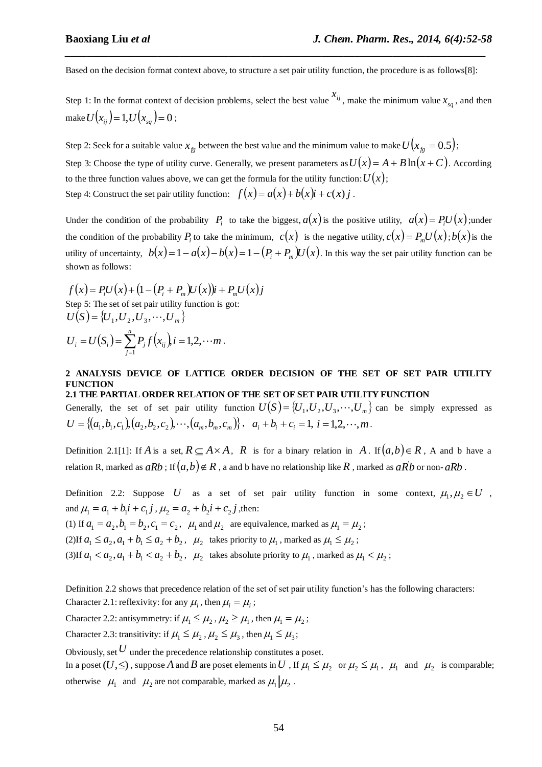Based on the decision format context above, to structure a set pair utility function, the procedure is as follows[8]:

Step 1: In the format context of decision problems, select the best value $x_{ij}$, make the minimum value $x_{sq}$, and then make $U(x_{ij})=1, U(x_{sq})=0$;

Step 2: Seek for a suitable value $x_{fg}$ between the best value and the minimum value to make $U(x_{fg}=0.5)$;

Step 3: Choose the type of utility curve. Generally, we present parameters as $U(x)=A+B\ln(x+C)$. According to the three function values above, we can get the formula for the utility function: $U(x)$;

Step 4: Construct the set pair utility function: $f(x)=a(x)+b(x)i+c(x)j$.

Under the condition of the probability $P_i$ to take the biggest, $a(x)$ is the positive utility, $a(x)=P_iU(x)$;under the condition of the probability $P_i$ to take the minimum, $c(x)$ is the negative utility, $c(x)=P_mU(x)$; $b(x)$ is the utility of uncertainty, $b(x)=1-a(x)-b(x)=1-(P_i+P_m)U(x)$. In this way the set pair utility function can be shown as follows:

$$f(x)=P_iU(x)+(1-(P_i+P_m)U(x))i+P_mU(x)j$$

Step 5: The set of set pair utility function is got:

$$U(S)=\{U_1,U_2,U_3,\cdots,U_m\}$$

$$U_i=U(S_i)=\sum_{j=1}^{n}P_j f(x_{ij}), i=1,2,\cdots m.$$

## 2 ANALYSIS DEVICE OF LATTICE ORDER DECISION OF THE SET OF SET PAIR UTILITY FUNCTION

### 2.1 THE PARTIAL ORDER RELATION OF THE SET OF SET PAIR UTILITY FUNCTION

Generally, the set of set pair utility function $U(S)=\{U_1,U_2,U_3,\cdots,U_m\}$ can be simply expressed as $U=\{(a_1,b_1,c_1),(a_2,b_2,c_2),\cdots,(a_m,b_m,c_m)\}$, $a_i+b_i+c_i=1,\ i=1,2,\cdots,m$.

Definition 2.1[1]: If $A$ is a set, $R\subseteq A\times A$, $R$ is for a binary relation in $A$. If $(a,b)\in R$, A and b have a relation R, marked as $aRb$; If $(a,b)\notin R$, a and b have no relationship like $R$, marked as $a\bar{R}b$ or non-$aRb$.

Definition 2.2: Suppose $U$ as a set of set pair utility function in some context, $\mu_1,\mu_2\in U$, and $\mu_1=a_1+b_1i+c_1j$, $\mu_2=a_2+b_2i+c_2j$, then:

(1) If $a_1=a_2, b_1=b_2, c_1=c_2$, $\mu_1$ and $\mu_2$ are equivalence, marked as $\mu_1=\mu_2$;

(2)If $a_1\le a_2, a_1+b_1\le a_2+b_2$, $\mu_2$ takes priority to $\mu_1$, marked as $\mu_1\le\mu_2$;

(3)If $a_1<a_2, a_1+b_1<a_2+b_2$, $\mu_2$ takes absolute priority to $\mu_1$, marked as $\mu_1<\mu_2$;

Definition 2.2 shows that precedence relation of the set of set pair utility function's has the following characters:

Character 2.1: reflexivity: for any $\mu_i$, then $\mu_i=\mu_i$;

Character 2.2: antisymmetry: if $\mu_1\le\mu_2$, $\mu_2\ge\mu_1$, then $\mu_1=\mu_2$;

Character 2.3: transitivity: if $\mu_1\le\mu_2$, $\mu_2\le\mu_3$, then $\mu_1\le\mu_3$;

Obviously, set $U$ under the precedence relationship constitutes a poset.

In a poset $(U,\le)$, suppose $A$ and $B$ are poset elements in $U$, If $\mu_1\le\mu_2$ or $\mu_2\le\mu_1$, $\mu_1$ and $\mu_2$ is comparable; otherwise $\mu_1$ and $\mu_2$ are not comparable, marked as $\mu_1\|\mu_2$.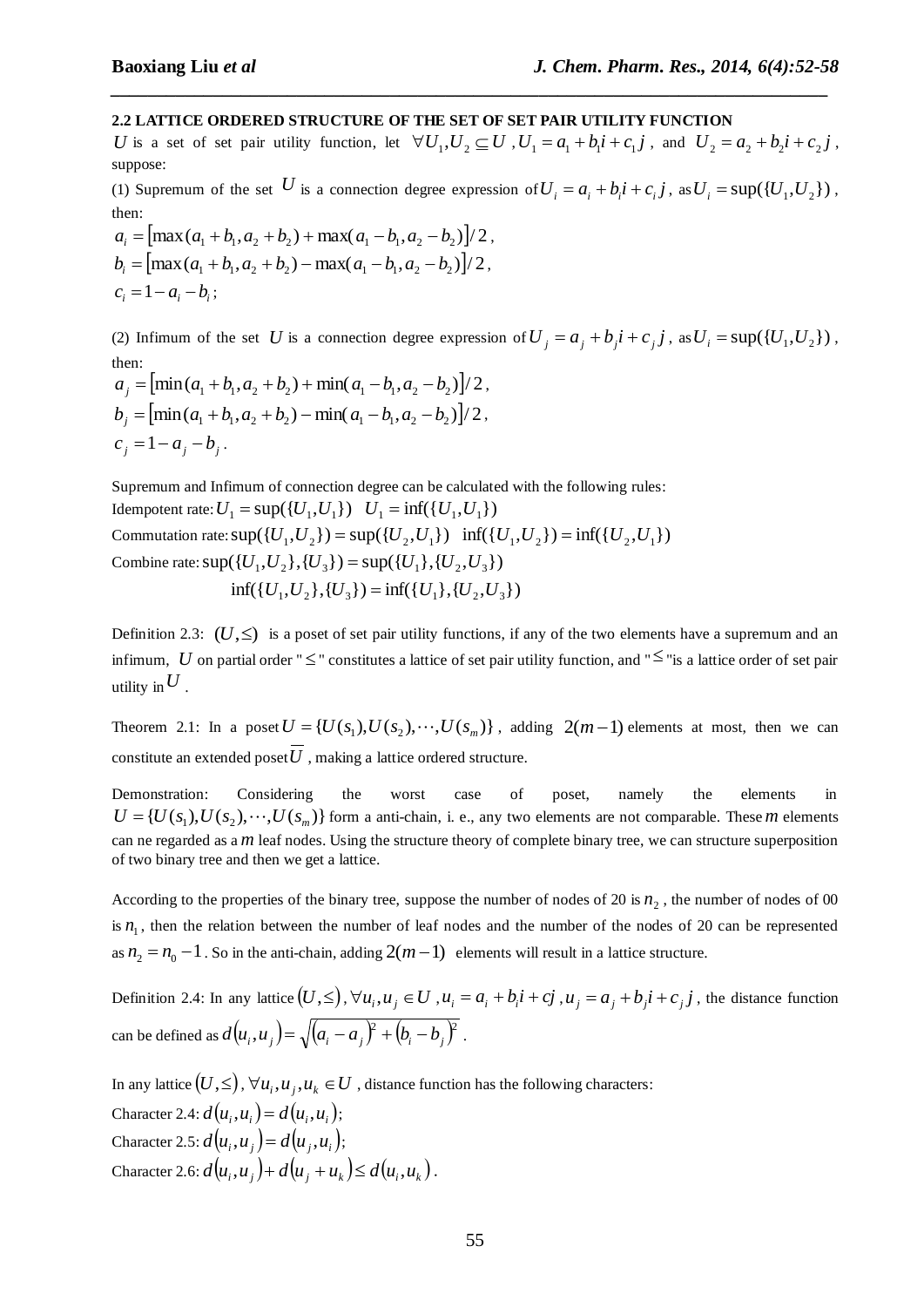### 2.2 LATTICE ORDERED STRUCTURE OF THE SET OF SET PAIR UTILITY FUNCTION

$U$ is a set of set pair utility function, let $\forall U_1, U_2 \subseteq U$, $U_1 = a_1 + b_1 i + c_1 j$, and $U_2 = a_2 + b_2 i + c_2 j$, suppose:

(1) Supremum of the set $U$ is a connection degree expression of $U_i = a_i + b_i i + c_i j$, as $U_i = \sup(\{U_1, U_2\})$, then:

$$a_i = \left[\max(a_1 + b_1, a_2 + b_2) + \max(a_1 - b_1, a_2 - b_2)\right]/2,$$
$$b_i = \left[\max(a_1 + b_1, a_2 + b_2) - \max(a_1 - b_1, a_2 - b_2)\right]/2,$$
$$c_i = 1 - a_i - b_i;$$

(2) Infimum of the set $U$ is a connection degree expression of $U_j = a_j + b_j i + c_j j$, as $U_i = \sup(\{U_1, U_2\})$, then:

$$a_j = \left[\min(a_1 + b_1, a_2 + b_2) + \min(a_1 - b_1, a_2 - b_2)\right]/2,$$
$$b_j = \left[\min(a_1 + b_1, a_2 + b_2) - \min(a_1 - b_1, a_2 - b_2)\right]/2,$$
$$c_j = 1 - a_j - b_j.$$

Supremum and Infimum of connection degree can be calculated with the following rules:

Idempotent rate: $U_1 = \sup(\{U_1, U_1\}) \quad U_1 = \inf(\{U_1, U_1\})$

Commutation rate: $\sup(\{U_1, U_2\}) = \sup(\{U_2, U_1\}) \quad \inf(\{U_1, U_2\}) = \inf(\{U_2, U_1\})$

Combine rate: $\sup(\{U_1, U_2\}, \{U_3\}) = \sup(\{U_1\}, \{U_2, U_3\})$

$\inf(\{U_1, U_2\}, \{U_3\}) = \inf(\{U_1\}, \{U_2, U_3\})$

Definition 2.3: $(U, \leq)$ is a poset of set pair utility functions, if any of the two elements have a supremum and an infimum, $U$ on partial order "$\leq$" constitutes a lattice of set pair utility function, and "$\leq$" is a lattice order of set pair utility in $U$.

Theorem 2.1: In a poset $U = \{U(s_1), U(s_2), \cdots, U(s_m)\}$, adding $2(m-1)$ elements at most, then we can constitute an extended poset $\overline{U}$, making a lattice ordered structure.

Demonstration: Considering the worst case of poset, namely the elements in $U = \{U(s_1), U(s_2), \cdots, U(s_m)\}$ form a anti-chain, i. e., any two elements are not comparable. These $m$ elements can ne regarded as a $m$ leaf nodes. Using the structure theory of complete binary tree, we can structure superposition of two binary tree and then we get a lattice.

According to the properties of the binary tree, suppose the number of nodes of 20 is $n_2$, the number of nodes of 00 is $n_1$, then the relation between the number of leaf nodes and the number of the nodes of 20 can be represented as $n_2 = n_0 - 1$. So in the anti-chain, adding $2(m-1)$ elements will result in a lattice structure.

Definition 2.4: In any lattice $(U, \leq)$, $\forall u_i, u_j \in U$, $u_i = a_i + b_i i + cj$, $u_j = a_j + b_j i + c_j j$, the distance function can be defined as $d(u_i, u_j) = \sqrt{(a_i - a_j)^2 + (b_i - b_j)^2}$.

In any lattice $(U, \leq)$, $\forall u_i, u_j, u_k \in U$, distance function has the following characters:

Character 2.4: $d(u_i, u_i) = d(u_i, u_i)$;

Character 2.5: $d(u_i, u_j) = d(u_j, u_i)$;

Character 2.6: $d(u_i, u_j) + d(u_j + u_k) \leq d(u_i, u_k)$.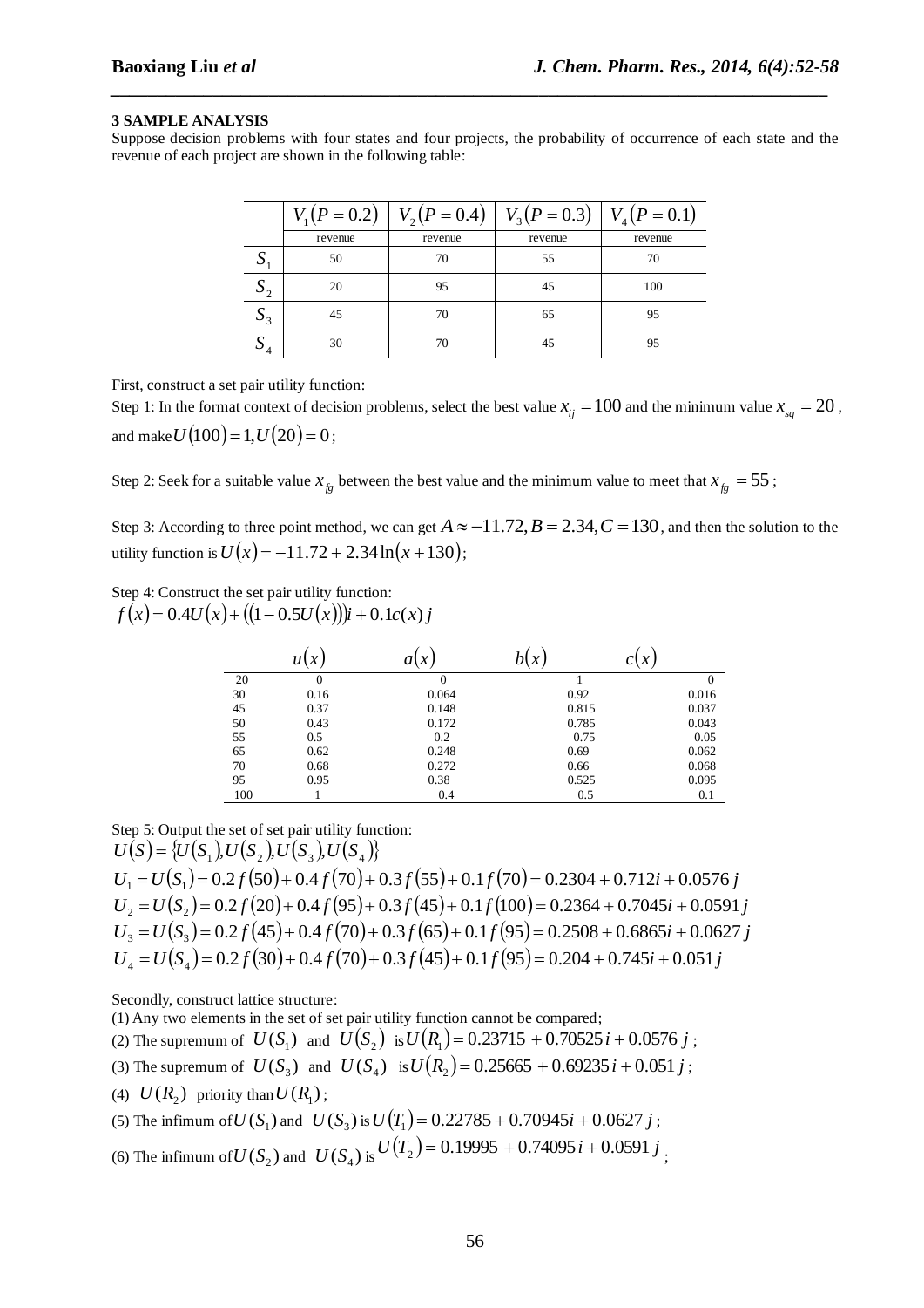### 3 SAMPLE ANALYSIS

Suppose decision problems with four states and four projects, the probability of occurrence of each state and the revenue of each project are shown in the following table:

| | $V_1(P=0.2)$ | $V_2(P=0.4)$ | $V_3(P=0.3)$ | $V_4(P=0.1)$ |
|---|---|---|---|---|
| | revenue | revenue | revenue | revenue |
| $S_1$ | 50 | 70 | 55 | 70 |
| $S_2$ | 20 | 95 | 45 | 100 |
| $S_3$ | 45 | 70 | 65 | 95 |
| $S_4$ | 30 | 70 | 45 | 95 |

First, construct a set pair utility function:

Step 1: In the format context of decision problems, select the best value $x_{ij}=100$ and the minimum value $x_{sq}=20$, and make $U(100)=1, U(20)=0$;

Step 2: Seek for a suitable value $x_{fg}$ between the best value and the minimum value to meet that $x_{fg}=55$;

Step 3: According to three point method, we can get $A \approx -11.72, B = 2.34, C = 130$, and then the solution to the utility function is $U(x) = -11.72 + 2.34\ln(x+130)$;

Step 4: Construct the set pair utility function:

$f(x) = 0.4U(x) + ((1-0.5U(x)))i + 0.1c(x)j$

| | $u(x)$ | $a(x)$ | $b(x)$ | $c(x)$ |
|---|---|---|---|---|
| 20 | 0 | 0 | 1 | 0 |
| 30 | 0.16 | 0.064 | 0.92 | 0.016 |
| 45 | 0.37 | 0.148 | 0.815 | 0.037 |
| 50 | 0.43 | 0.172 | 0.785 | 0.043 |
| 55 | 0.5 | 0.2 | 0.75 | 0.05 |
| 65 | 0.62 | 0.248 | 0.69 | 0.062 |
| 70 | 0.68 | 0.272 | 0.66 | 0.068 |
| 95 | 0.95 | 0.38 | 0.525 | 0.095 |
| 100 | 1 | 0.4 | 0.5 | 0.1 |

Step 5: Output the set of set pair utility function:

$$U(S) = \{U(S_1), U(S_2), U(S_3), U(S_4)\}$$

$$U_1 = U(S_1) = 0.2f(50) + 0.4f(70) + 0.3f(55) + 0.1f(70) = 0.2304 + 0.712i + 0.0576j$$

$$U_2 = U(S_2) = 0.2f(20) + 0.4f(95) + 0.3f(45) + 0.1f(100) = 0.2364 + 0.7045i + 0.0591j$$

$$U_3 = U(S_3) = 0.2f(45) + 0.4f(70) + 0.3f(65) + 0.1f(95) = 0.2508 + 0.6865i + 0.0627j$$

$$U_4 = U(S_4) = 0.2f(30) + 0.4f(70) + 0.3f(45) + 0.1f(95) = 0.204 + 0.745i + 0.051j$$

Secondly, construct lattice structure:

(1) Any two elements in the set of set pair utility function cannot be compared;

(2) The supremum of $U(S_1)$ and $U(S_2)$ is $U(R_1) = 0.23715 + 0.70525i + 0.0576j$;

(3) The supremum of $U(S_3)$ and $U(S_4)$ is $U(R_2) = 0.25665 + 0.69235i + 0.051j$;

(4) $U(R_2)$ priority than $U(R_1)$;

(5) The infimum of $U(S_1)$ and $U(S_3)$ is $U(T_1) = 0.22785 + 0.70945i + 0.0627j$;

(6) The infimum of $U(S_2)$ and $U(S_4)$ is $U(T_2) = 0.19995 + 0.74095i + 0.0591j$;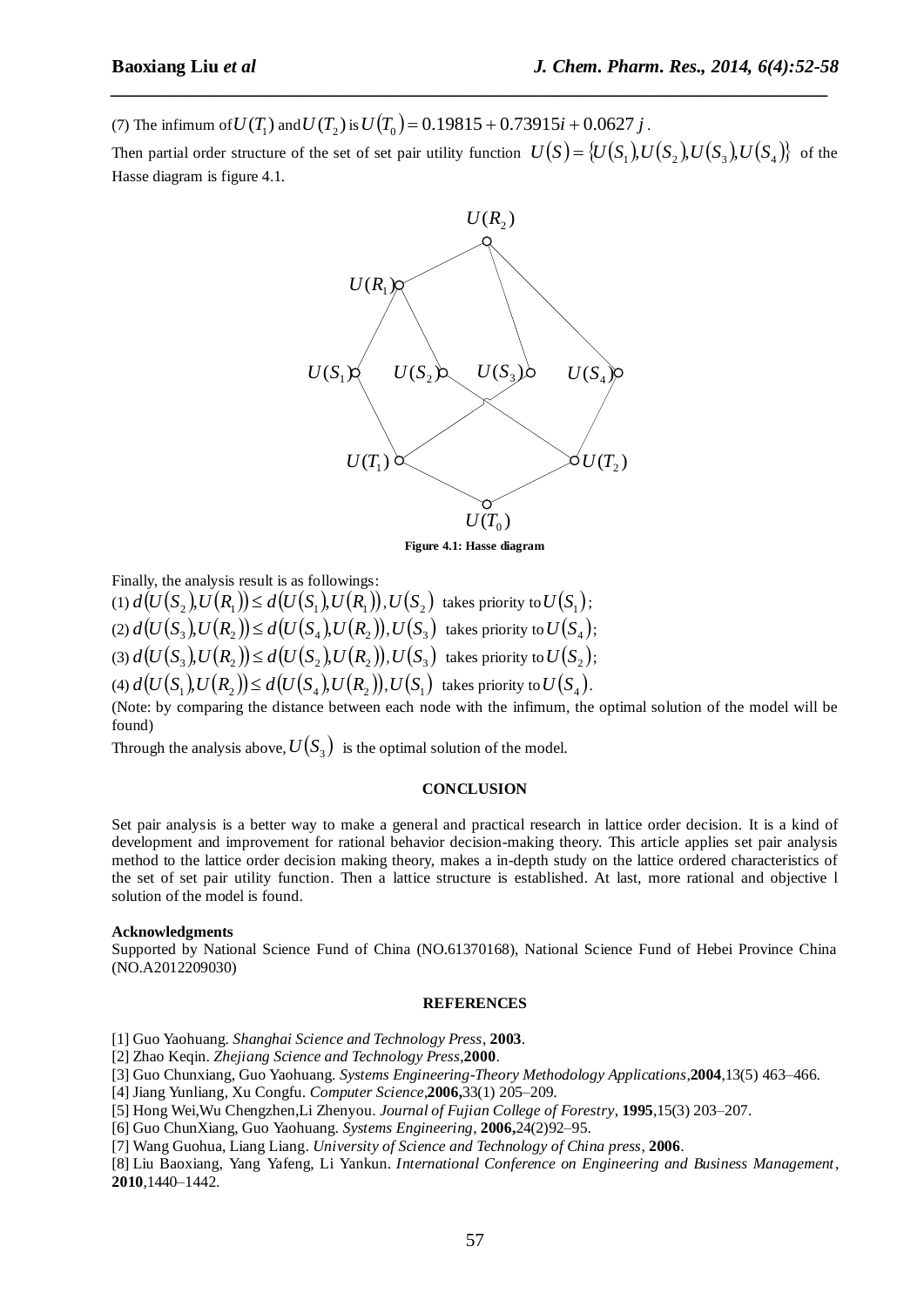(7) The infimum of $U(T_1)$ and $U(T_2)$ is $U(T_0) = 0.19815 + 0.73915i + 0.0627j$.

Then partial order structure of the set of set pair utility function $U(S) = \{U(S_1), U(S_2), U(S_3), U(S_4)\}$ of the Hasse diagram is figure 4.1.

**Figure 4.1: Hasse diagram**

Finally, the analysis result is as followings:

(1) $d(U(S_2), U(R_1)) \le d(U(S_1), U(R_1))$, $U(S_2)$ takes priority to $U(S_1)$;

(2) $d(U(S_3), U(R_2)) \le d(U(S_4), U(R_2))$, $U(S_3)$ takes priority to $U(S_4)$;

(3) $d(U(S_3), U(R_2)) \le d(U(S_2), U(R_2))$, $U(S_3)$ takes priority to $U(S_2)$;

(4) $d(U(S_1), U(R_2)) \le d(U(S_4), U(R_2))$, $U(S_1)$ takes priority to $U(S_4)$.

(Note: by comparing the distance between each node with the infimum, the optimal solution of the model will be found)

Through the analysis above, $U(S_3)$ is the optimal solution of the model.

## CONCLUSION

Set pair analysis is a better way to make a general and practical research in lattice order decision. It is a kind of development and improvement for rational behavior decision-making theory. This article applies set pair analysis method to the lattice order decision making theory, makes a in-depth study on the lattice ordered characteristics of the set of set pair utility function. Then a lattice structure is established. At last, more rational and objective l solution of the model is found.

### Acknowledgments

Supported by National Science Fund of China (NO.61370168), National Science Fund of Hebei Province China (NO.A2012209030)

## REFERENCES

[1] Guo Yaohuang. *Shanghai Science and Technology Press*, **2003**.

[2] Zhao Keqin. *Zhejiang Science and Technology Press*,**2000**.

[3] Guo Chunxiang, Guo Yaohuang. *Systems Engineering-Theory Methodology Applications*,**2004**,13(5) 463–466.

[4] Jiang Yunliang, Xu Congfu. *Computer Science*,**2006,**33(1) 205–209.

[5] Hong Wei,Wu Chengzhen,Li Zhenyou. *Journal of Fujian College of Forestry*, **1995**,15(3) 203–207.

[6] Guo ChunXiang, Guo Yaohuang. *Systems Engineering*, **2006,**24(2)92–95.

[7] Wang Guohua, Liang Liang. *University of Science and Technology of China press*, **2006**.

[8] Liu Baoxiang, Yang Yafeng, Li Yankun. *International Conference on Engineering and Business Management*, **2010**,1440–1442.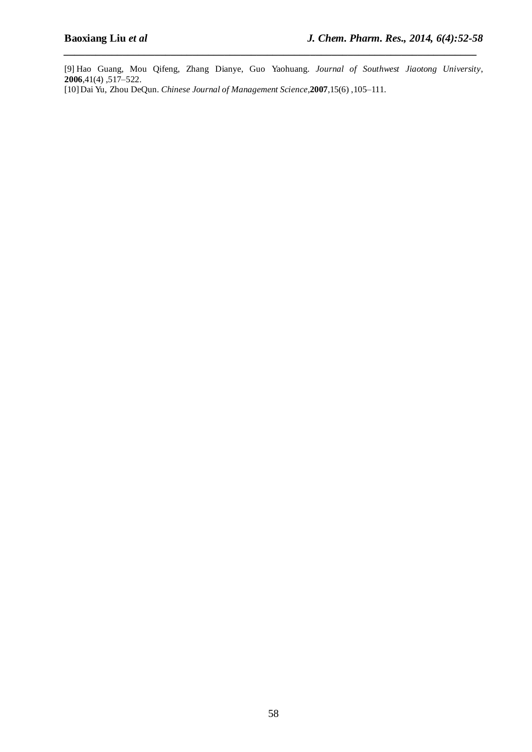[9] Hao Guang, Mou Qifeng, Zhang Dianye, Guo Yaohuang. *Journal of Southwest Jiaotong University*, **2006**,41(4) ,517–522.

[10] Dai Yu, Zhou DeQun. *Chinese Journal of Management Science*,**2007**,15(6) ,105–111.